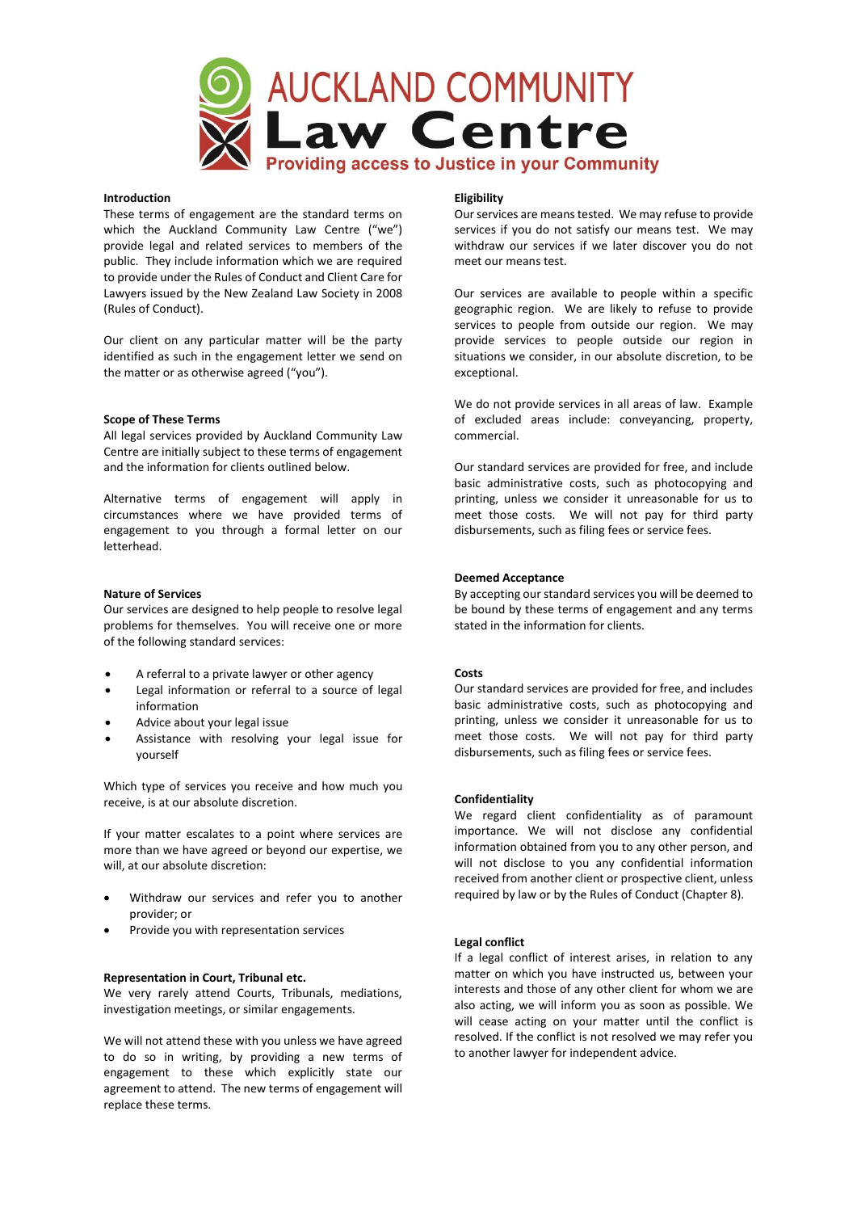# AUCKLAND COMMUNITY Law Centre

**Providing access to Justice in your Community**

**Introduction**

These terms of engagement are the standard terms on which the Auckland Community Law Centre ("we") provide legal and related services to members of the public. They include information which we are required to provide under the Rules of Conduct and Client Care for Lawyers issued by the New Zealand Law Society in 2008 (Rules of Conduct).

Our client on any particular matter will be the party identified as such in the engagement letter we send on the matter or as otherwise agreed ("you").

**Scope of These Terms**

All legal services provided by Auckland Community Law Centre are initially subject to these terms of engagement and the information for clients outlined below.

Alternative terms of engagement will apply in circumstances where we have provided terms of engagement to you through a formal letter on our letterhead.

**Nature of Services**

Our services are designed to help people to resolve legal problems for themselves. You will receive one or more of the following standard services:

- A referral to a private lawyer or other agency
- Legal information or referral to a source of legal information
- Advice about your legal issue
- Assistance with resolving your legal issue for yourself

Which type of services you receive and how much you receive, is at our absolute discretion.

If your matter escalates to a point where services are more than we have agreed or beyond our expertise, we will, at our absolute discretion:

- Withdraw our services and refer you to another provider; or
- Provide you with representation services

**Representation in Court, Tribunal etc.**

We very rarely attend Courts, Tribunals, mediations, investigation meetings, or similar engagements.

We will not attend these with you unless we have agreed to do so in writing, by providing a new terms of engagement to these which explicitly state our agreement to attend. The new terms of engagement will replace these terms.

**Eligibility**

Our services are means tested. We may refuse to provide services if you do not satisfy our means test. We may withdraw our services if we later discover you do not meet our means test.

Our services are available to people within a specific geographic region. We are likely to refuse to provide services to people from outside our region. We may provide services to people outside our region in situations we consider, in our absolute discretion, to be exceptional.

We do not provide services in all areas of law. Example of excluded areas include: conveyancing, property, commercial.

Our standard services are provided for free, and include basic administrative costs, such as photocopying and printing, unless we consider it unreasonable for us to meet those costs. We will not pay for third party disbursements, such as filing fees or service fees.

**Deemed Acceptance**

By accepting our standard services you will be deemed to be bound by these terms of engagement and any terms stated in the information for clients.

**Costs**

Our standard services are provided for free, and includes basic administrative costs, such as photocopying and printing, unless we consider it unreasonable for us to meet those costs. We will not pay for third party disbursements, such as filing fees or service fees.

**Confidentiality**

We regard client confidentiality as of paramount importance. We will not disclose any confidential information obtained from you to any other person, and will not disclose to you any confidential information received from another client or prospective client, unless required by law or by the Rules of Conduct (Chapter 8).

**Legal conflict**

If a legal conflict of interest arises, in relation to any matter on which you have instructed us, between your interests and those of any other client for whom we are also acting, we will inform you as soon as possible. We will cease acting on your matter until the conflict is resolved. If the conflict is not resolved we may refer you to another lawyer for independent advice.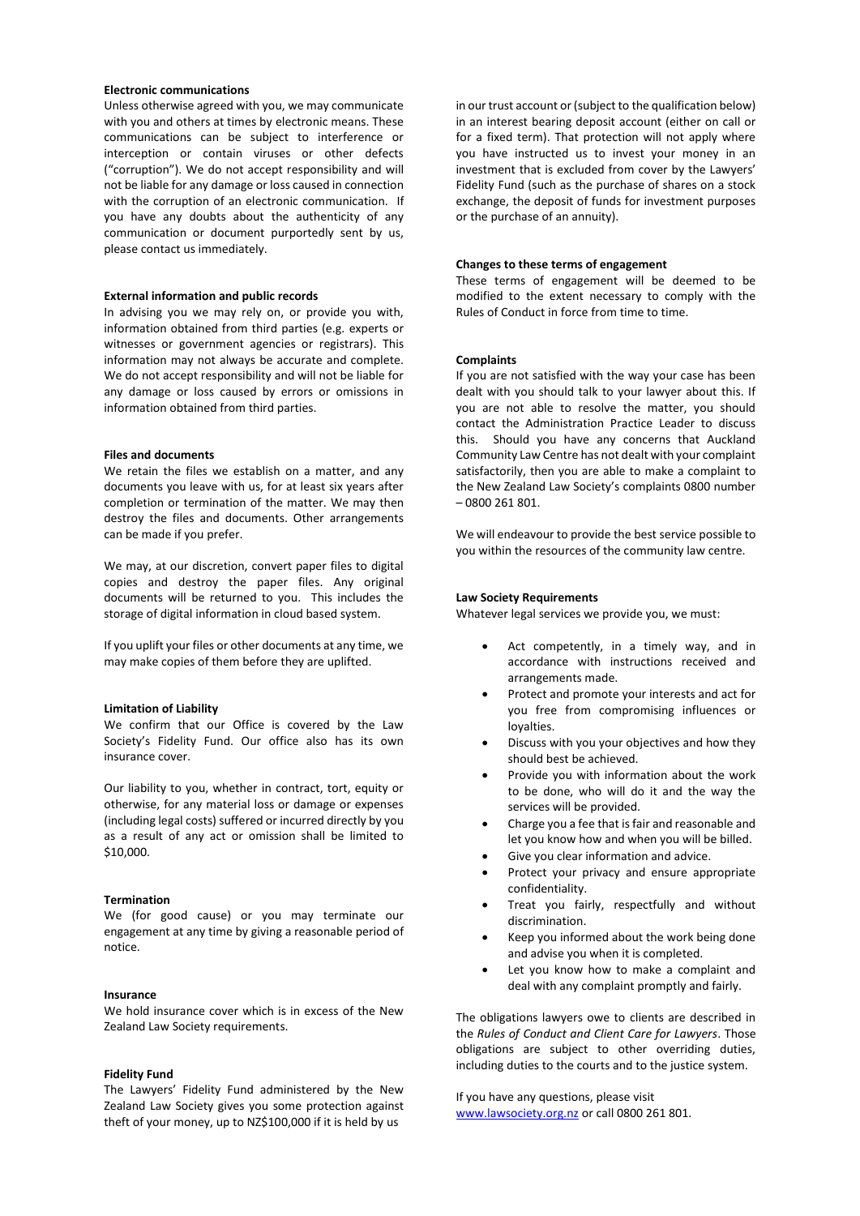**Electronic communications**

Unless otherwise agreed with you, we may communicate with you and others at times by electronic means. These communications can be subject to interference or interception or contain viruses or other defects ("corruption"). We do not accept responsibility and will not be liable for any damage or loss caused in connection with the corruption of an electronic communication. If you have any doubts about the authenticity of any communication or document purportedly sent by us, please contact us immediately.

**External information and public records**

In advising you we may rely on, or provide you with, information obtained from third parties (e.g. experts or witnesses or government agencies or registrars). This information may not always be accurate and complete. We do not accept responsibility and will not be liable for any damage or loss caused by errors or omissions in information obtained from third parties.

**Files and documents**

We retain the files we establish on a matter, and any documents you leave with us, for at least six years after completion or termination of the matter. We may then destroy the files and documents. Other arrangements can be made if you prefer.

We may, at our discretion, convert paper files to digital copies and destroy the paper files. Any original documents will be returned to you. This includes the storage of digital information in cloud based system.

If you uplift your files or other documents at any time, we may make copies of them before they are uplifted.

**Limitation of Liability**

We confirm that our Office is covered by the Law Society's Fidelity Fund. Our office also has its own insurance cover.

Our liability to you, whether in contract, tort, equity or otherwise, for any material loss or damage or expenses (including legal costs) suffered or incurred directly by you as a result of any act or omission shall be limited to $10,000.

**Termination**

We (for good cause) or you may terminate our engagement at any time by giving a reasonable period of notice.

**Insurance**

We hold insurance cover which is in excess of the New Zealand Law Society requirements.

**Fidelity Fund**

The Lawyers' Fidelity Fund administered by the New Zealand Law Society gives you some protection against theft of your money, up to NZ$100,000 if it is held by us in our trust account or (subject to the qualification below) in an interest bearing deposit account (either on call or for a fixed term). That protection will not apply where you have instructed us to invest your money in an investment that is excluded from cover by the Lawyers' Fidelity Fund (such as the purchase of shares on a stock exchange, the deposit of funds for investment purposes or the purchase of an annuity).

**Changes to these terms of engagement**

These terms of engagement will be deemed to be modified to the extent necessary to comply with the Rules of Conduct in force from time to time.

**Complaints**

If you are not satisfied with the way your case has been dealt with you should talk to your lawyer about this. If you are not able to resolve the matter, you should contact the Administration Practice Leader to discuss this. Should you have any concerns that Auckland Community Law Centre has not dealt with your complaint satisfactorily, then you are able to make a complaint to the New Zealand Law Society's complaints 0800 number – 0800 261 801.

We will endeavour to provide the best service possible to you within the resources of the community law centre.

**Law Society Requirements**

Whatever legal services we provide you, we must:

- Act competently, in a timely way, and in accordance with instructions received and arrangements made.
- Protect and promote your interests and act for you free from compromising influences or loyalties.
- Discuss with you your objectives and how they should best be achieved.
- Provide you with information about the work to be done, who will do it and the way the services will be provided.
- Charge you a fee that is fair and reasonable and let you know how and when you will be billed.
- Give you clear information and advice.
- Protect your privacy and ensure appropriate confidentiality.
- Treat you fairly, respectfully and without discrimination.
- Keep you informed about the work being done and advise you when it is completed.
- Let you know how to make a complaint and deal with any complaint promptly and fairly.

The obligations lawyers owe to clients are described in the *Rules of Conduct and Client Care for Lawyers*. Those obligations are subject to other overriding duties, including duties to the courts and to the justice system.

If you have any questions, please visit www.lawsociety.org.nz or call 0800 261 801.